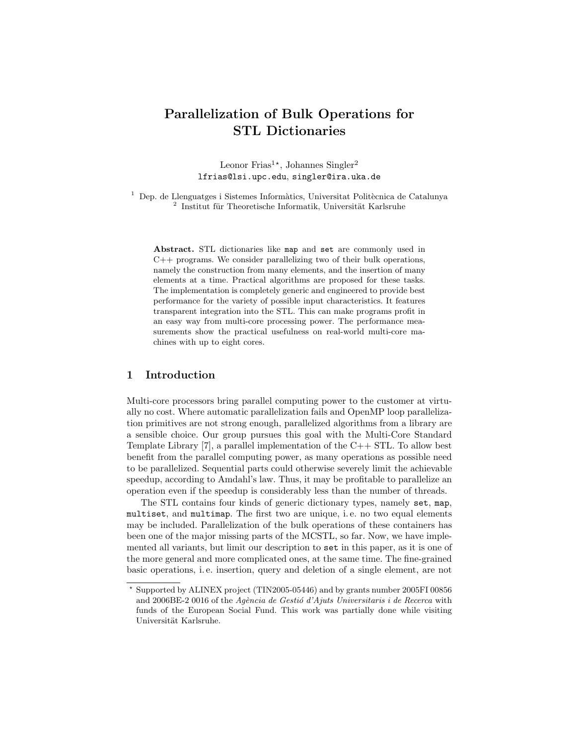# Parallelization of Bulk Operations for STL Dictionaries

Leonor Frias[1]*, Johannes Singler[2]
lfrias@lsi.upc.edu, singler@ira.uka.de

[1] Dep. de Llenguatges i Sistemes Informàtics, Universitat Politècnica de Catalunya
[2] Institut für Theoretische Informatik, Universität Karlsruhe

**Abstract.** STL dictionaries like `map` and `set` are commonly used in C++ programs. We consider parallelizing two of their bulk operations, namely the construction from many elements, and the insertion of many elements at a time. Practical algorithms are proposed for these tasks. The implementation is completely generic and engineered to provide best performance for the variety of possible input characteristics. It features transparent integration into the STL. This can make programs profit in an easy way from multi-core processing power. The performance measurements show the practical usefulness on real-world multi-core machines with up to eight cores.

## 1 Introduction

Multi-core processors bring parallel computing power to the customer at virtually no cost. Where automatic parallelization fails and OpenMP loop parallelization primitives are not strong enough, parallelized algorithms from a library are a sensible choice. Our group pursues this goal with the Multi-Core Standard Template Library [7], a parallel implementation of the C++ STL. To allow best benefit from the parallel computing power, as many operations as possible need to be parallelized. Sequential parts could otherwise severely limit the achievable speedup, according to Amdahl's law. Thus, it may be profitable to parallelize an operation even if the speedup is considerably less than the number of threads.

The STL contains four kinds of generic dictionary types, namely `set`, `map`, `multiset`, and `multimap`. The first two are unique, i. e. no two equal elements may be included. Parallelization of the bulk operations of these containers has been one of the major missing parts of the MCSTL, so far. Now, we have implemented all variants, but limit our description to `set` in this paper, as it is one of the more general and more complicated ones, at the same time. The fine-grained basic operations, i. e. insertion, query and deletion of a single element, are not

* Supported by ALINEX project (TIN2005-05446) and by grants number 2005FI 00856 and 2006BE-2 0016 of the *Agència de Gestió d'Ajuts Universitaris i de Recerca* with funds of the European Social Fund. This work was partially done while visiting Universität Karlsruhe.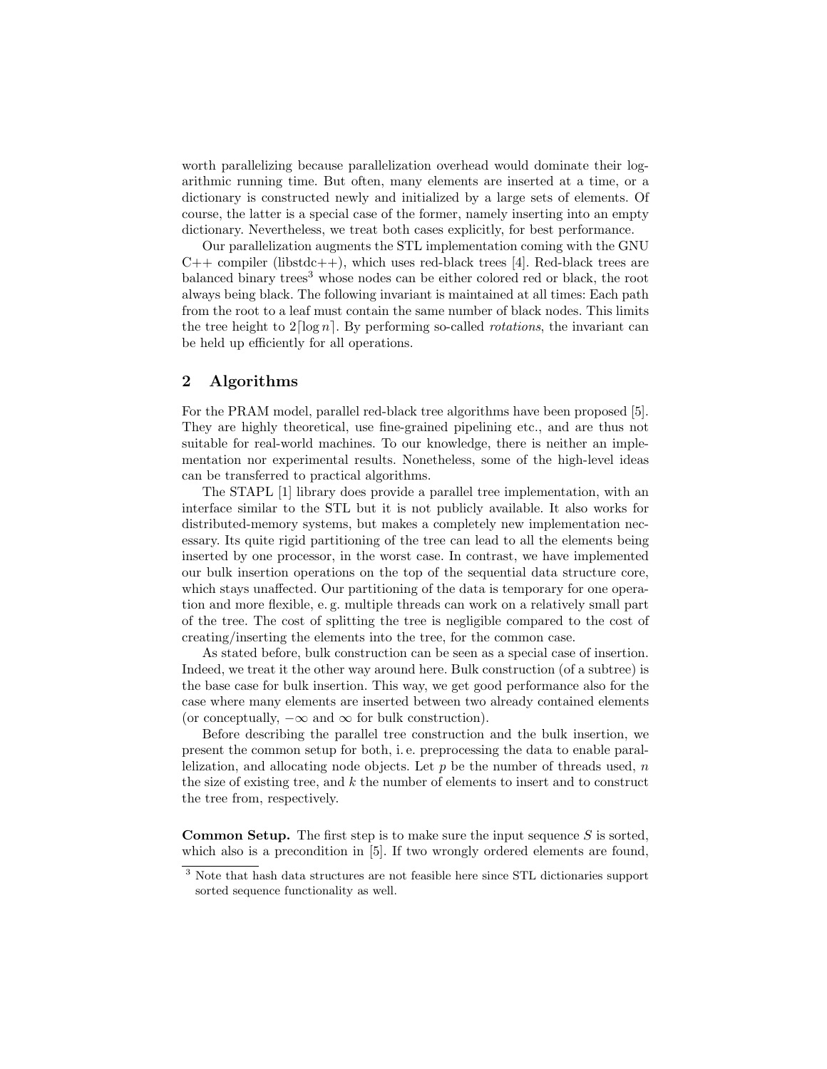worth parallelizing because parallelization overhead would dominate their logarithmic running time. But often, many elements are inserted at a time, or a dictionary is constructed newly and initialized by a large sets of elements. Of course, the latter is a special case of the former, namely inserting into an empty dictionary. Nevertheless, we treat both cases explicitly, for best performance.

Our parallelization augments the STL implementation coming with the GNU C++ compiler (libstdc++), which uses red-black trees [4]. Red-black trees are balanced binary trees[3] whose nodes can be either colored red or black, the root always being black. The following invariant is maintained at all times: Each path from the root to a leaf must contain the same number of black nodes. This limits the tree height to $2\lceil \log n \rceil$. By performing so-called *rotations*, the invariant can be held up efficiently for all operations.

## 2 Algorithms

For the PRAM model, parallel red-black tree algorithms have been proposed [5]. They are highly theoretical, use fine-grained pipelining etc., and are thus not suitable for real-world machines. To our knowledge, there is neither an implementation nor experimental results. Nonetheless, some of the high-level ideas can be transferred to practical algorithms.

The STAPL [1] library does provide a parallel tree implementation, with an interface similar to the STL but it is not publicly available. It also works for distributed-memory systems, but makes a completely new implementation necessary. Its quite rigid partitioning of the tree can lead to all the elements being inserted by one processor, in the worst case. In contrast, we have implemented our bulk insertion operations on the top of the sequential data structure core, which stays unaffected. Our partitioning of the data is temporary for one operation and more flexible, e. g. multiple threads can work on a relatively small part of the tree. The cost of splitting the tree is negligible compared to the cost of creating/inserting the elements into the tree, for the common case.

As stated before, bulk construction can be seen as a special case of insertion. Indeed, we treat it the other way around here. Bulk construction (of a subtree) is the base case for bulk insertion. This way, we get good performance also for the case where many elements are inserted between two already contained elements (or conceptually, $-\infty$ and $\infty$ for bulk construction).

Before describing the parallel tree construction and the bulk insertion, we present the common setup for both, i. e. preprocessing the data to enable parallelization, and allocating node objects. Let $p$ be the number of threads used, $n$ the size of existing tree, and $k$ the number of elements to insert and to construct the tree from, respectively.

**Common Setup.** The first step is to make sure the input sequence $S$ is sorted, which also is a precondition in [5]. If two wrongly ordered elements are found,

[3] Note that hash data structures are not feasible here since STL dictionaries support sorted sequence functionality as well.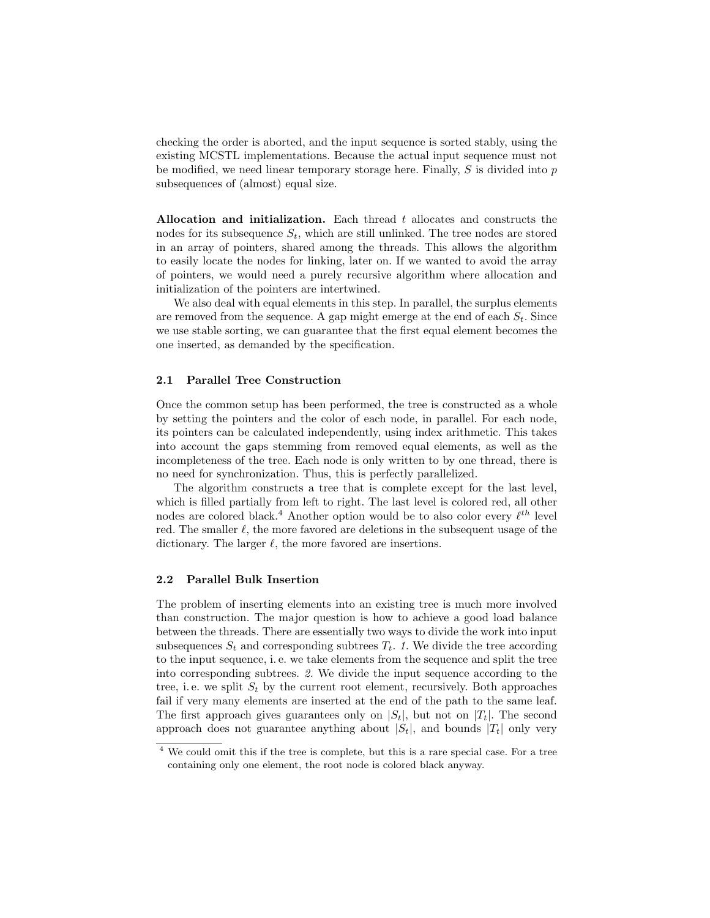checking the order is aborted, and the input sequence is sorted stably, using the existing MCSTL implementations. Because the actual input sequence must not be modified, we need linear temporary storage here. Finally, $S$ is divided into $p$ subsequences of (almost) equal size.

**Allocation and initialization.** Each thread $t$ allocates and constructs the nodes for its subsequence $S_t$, which are still unlinked. The tree nodes are stored in an array of pointers, shared among the threads. This allows the algorithm to easily locate the nodes for linking, later on. If we wanted to avoid the array of pointers, we would need a purely recursive algorithm where allocation and initialization of the pointers are intertwined.

We also deal with equal elements in this step. In parallel, the surplus elements are removed from the sequence. A gap might emerge at the end of each $S_t$. Since we use stable sorting, we can guarantee that the first equal element becomes the one inserted, as demanded by the specification.

### 2.1 Parallel Tree Construction

Once the common setup has been performed, the tree is constructed as a whole by setting the pointers and the color of each node, in parallel. For each node, its pointers can be calculated independently, using index arithmetic. This takes into account the gaps stemming from removed equal elements, as well as the incompleteness of the tree. Each node is only written to by one thread, there is no need for synchronization. Thus, this is perfectly parallelized.

The algorithm constructs a tree that is complete except for the last level, which is filled partially from left to right. The last level is colored red, all other nodes are colored black.[4] Another option would be to also color every $\ell^{th}$ level red. The smaller $\ell$, the more favored are deletions in the subsequent usage of the dictionary. The larger $\ell$, the more favored are insertions.

### 2.2 Parallel Bulk Insertion

The problem of inserting elements into an existing tree is much more involved than construction. The major question is how to achieve a good load balance between the threads. There are essentially two ways to divide the work into input subsequences $S_t$ and corresponding subtrees $T_t$. *1.* We divide the tree according to the input sequence, i. e. we take elements from the sequence and split the tree into corresponding subtrees. *2.* We divide the input sequence according to the tree, i. e. we split $S_t$ by the current root element, recursively. Both approaches fail if very many elements are inserted at the end of the path to the same leaf. The first approach gives guarantees only on $|S_t|$, but not on $|T_t|$. The second approach does not guarantee anything about $|S_t|$, and bounds $|T_t|$ only very

[4] We could omit this if the tree is complete, but this is a rare special case. For a tree containing only one element, the root node is colored black anyway.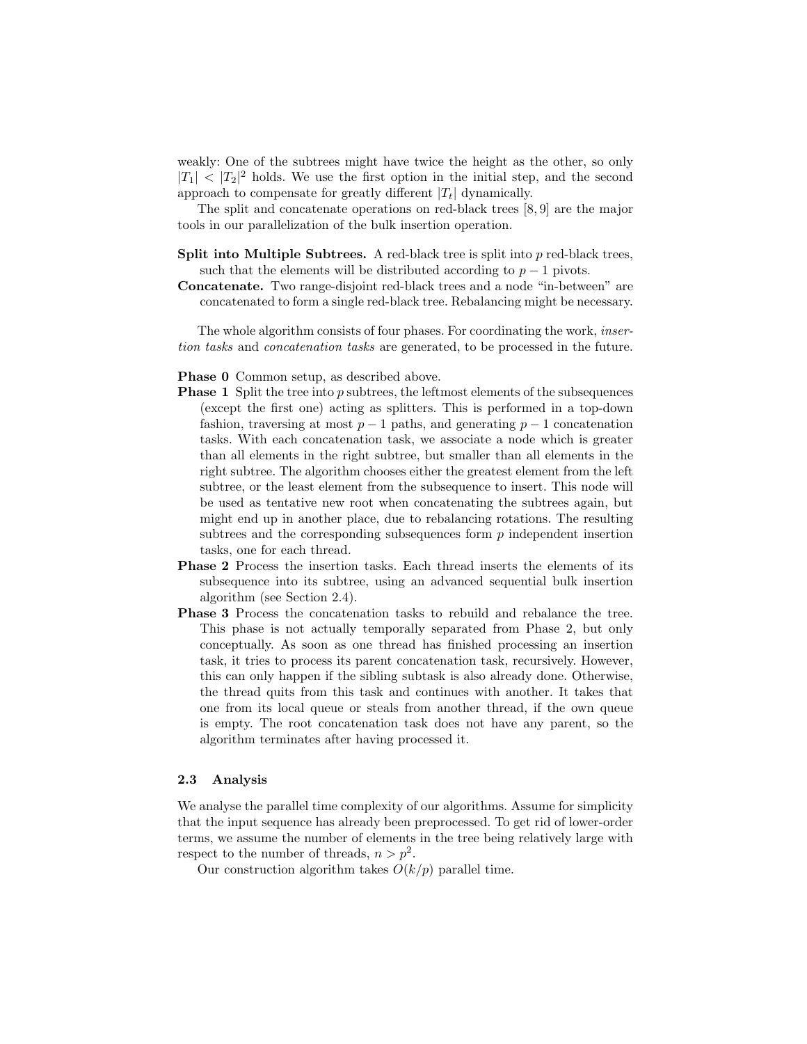weakly: One of the subtrees might have twice the height as the other, so only $|T_1| < |T_2|^2$ holds. We use the first option in the initial step, and the second approach to compensate for greatly different $|T_t|$ dynamically.

The split and concatenate operations on red-black trees [8, 9] are the major tools in our parallelization of the bulk insertion operation.

**Split into Multiple Subtrees.** A red-black tree is split into $p$ red-black trees, such that the elements will be distributed according to $p-1$ pivots.

**Concatenate.** Two range-disjoint red-black trees and a node "in-between" are concatenated to form a single red-black tree. Rebalancing might be necessary.

The whole algorithm consists of four phases. For coordinating the work, *insertion tasks* and *concatenation tasks* are generated, to be processed in the future.

**Phase 0** Common setup, as described above.

**Phase 1** Split the tree into $p$ subtrees, the leftmost elements of the subsequences (except the first one) acting as splitters. This is performed in a top-down fashion, traversing at most $p-1$ paths, and generating $p-1$ concatenation tasks. With each concatenation task, we associate a node which is greater than all elements in the right subtree, but smaller than all elements in the right subtree. The algorithm chooses either the greatest element from the left subtree, or the least element from the subsequence to insert. This node will be used as tentative new root when concatenating the subtrees again, but might end up in another place, due to rebalancing rotations. The resulting subtrees and the corresponding subsequences form $p$ independent insertion tasks, one for each thread.

**Phase 2** Process the insertion tasks. Each thread inserts the elements of its subsequence into its subtree, using an advanced sequential bulk insertion algorithm (see Section 2.4).

**Phase 3** Process the concatenation tasks to rebuild and rebalance the tree. This phase is not actually temporally separated from Phase 2, but only conceptually. As soon as one thread has finished processing an insertion task, it tries to process its parent concatenation task, recursively. However, this can only happen if the sibling subtask is also already done. Otherwise, the thread quits from this task and continues with another. It takes that one from its local queue or steals from another thread, if the own queue is empty. The root concatenation task does not have any parent, so the algorithm terminates after having processed it.

### 2.3 Analysis

We analyse the parallel time complexity of our algorithms. Assume for simplicity that the input sequence has already been preprocessed. To get rid of lower-order terms, we assume the number of elements in the tree being relatively large with respect to the number of threads, $n > p^2$.

Our construction algorithm takes $O(k/p)$ parallel time.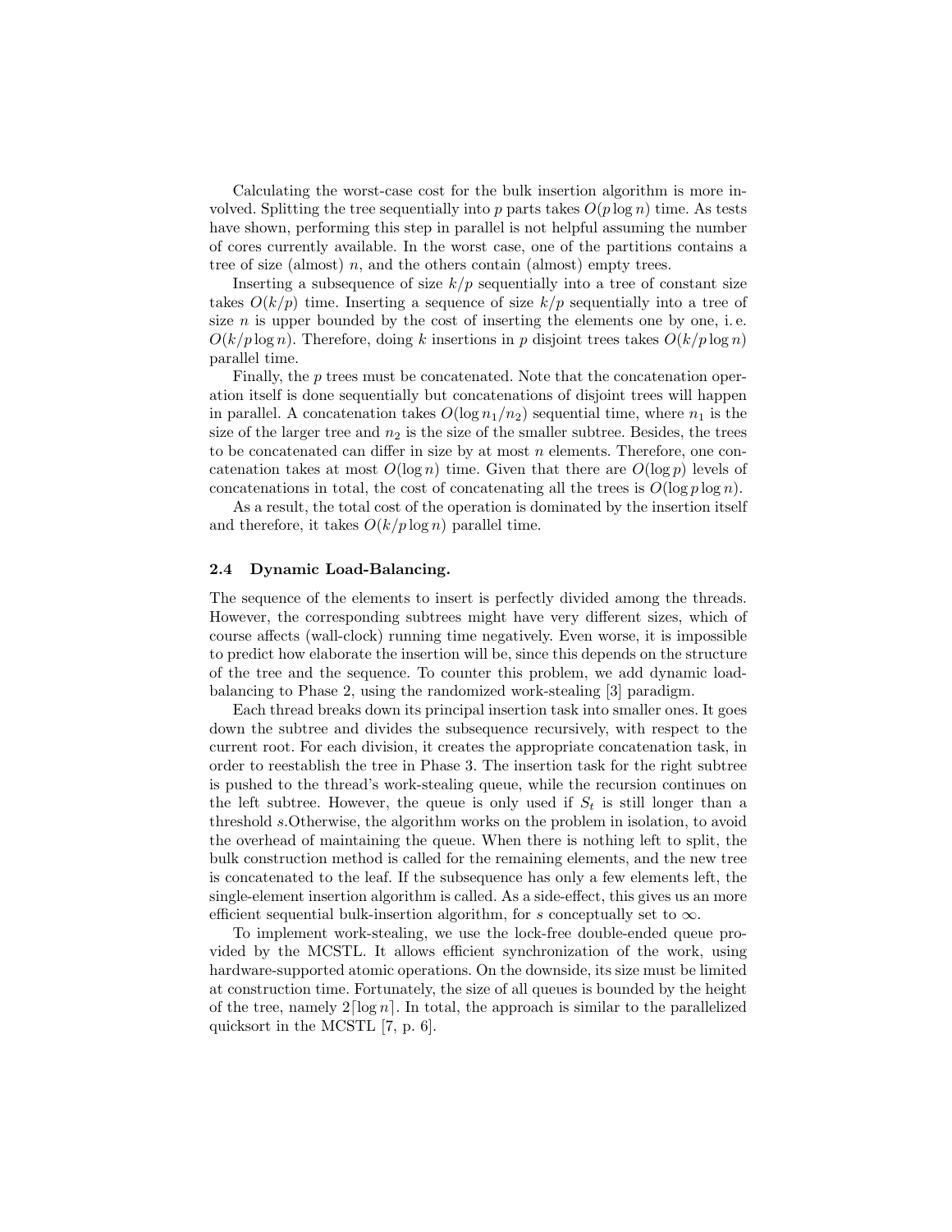Calculating the worst-case cost for the bulk insertion algorithm is more involved. Splitting the tree sequentially into $p$ parts takes $O(p \log n)$ time. As tests have shown, performing this step in parallel is not helpful assuming the number of cores currently available. In the worst case, one of the partitions contains a tree of size (almost) $n$, and the others contain (almost) empty trees.

Inserting a subsequence of size $k/p$ sequentially into a tree of constant size takes $O(k/p)$ time. Inserting a sequence of size $k/p$ sequentially into a tree of size $n$ is upper bounded by the cost of inserting the elements one by one, i. e. $O(k/p \log n)$. Therefore, doing $k$ insertions in $p$ disjoint trees takes $O(k/p \log n)$ parallel time.

Finally, the $p$ trees must be concatenated. Note that the concatenation operation itself is done sequentially but concatenations of disjoint trees will happen in parallel. A concatenation takes $O(\log n_1/n_2)$ sequential time, where $n_1$ is the size of the larger tree and $n_2$ is the size of the smaller subtree. Besides, the trees to be concatenated can differ in size by at most $n$ elements. Therefore, one concatenation takes at most $O(\log n)$ time. Given that there are $O(\log p)$ levels of concatenations in total, the cost of concatenating all the trees is $O(\log p \log n)$.

As a result, the total cost of the operation is dominated by the insertion itself and therefore, it takes $O(k/p \log n)$ parallel time.

### 2.4 Dynamic Load-Balancing.

The sequence of the elements to insert is perfectly divided among the threads. However, the corresponding subtrees might have very different sizes, which of course affects (wall-clock) running time negatively. Even worse, it is impossible to predict how elaborate the insertion will be, since this depends on the structure of the tree and the sequence. To counter this problem, we add dynamic load-balancing to Phase 2, using the randomized work-stealing [3] paradigm.

Each thread breaks down its principal insertion task into smaller ones. It goes down the subtree and divides the subsequence recursively, with respect to the current root. For each division, it creates the appropriate concatenation task, in order to reestablish the tree in Phase 3. The insertion task for the right subtree is pushed to the thread's work-stealing queue, while the recursion continues on the left subtree. However, the queue is only used if $S_t$ is still longer than a threshold $s$.Otherwise, the algorithm works on the problem in isolation, to avoid the overhead of maintaining the queue. When there is nothing left to split, the bulk construction method is called for the remaining elements, and the new tree is concatenated to the leaf. If the subsequence has only a few elements left, the single-element insertion algorithm is called. As a side-effect, this gives us an more efficient sequential bulk-insertion algorithm, for $s$ conceptually set to $\infty$.

To implement work-stealing, we use the lock-free double-ended queue provided by the MCSTL. It allows efficient synchronization of the work, using hardware-supported atomic operations. On the downside, its size must be limited at construction time. Fortunately, the size of all queues is bounded by the height of the tree, namely $2\lceil \log n \rceil$. In total, the approach is similar to the parallelized quicksort in the MCSTL [7, p. 6].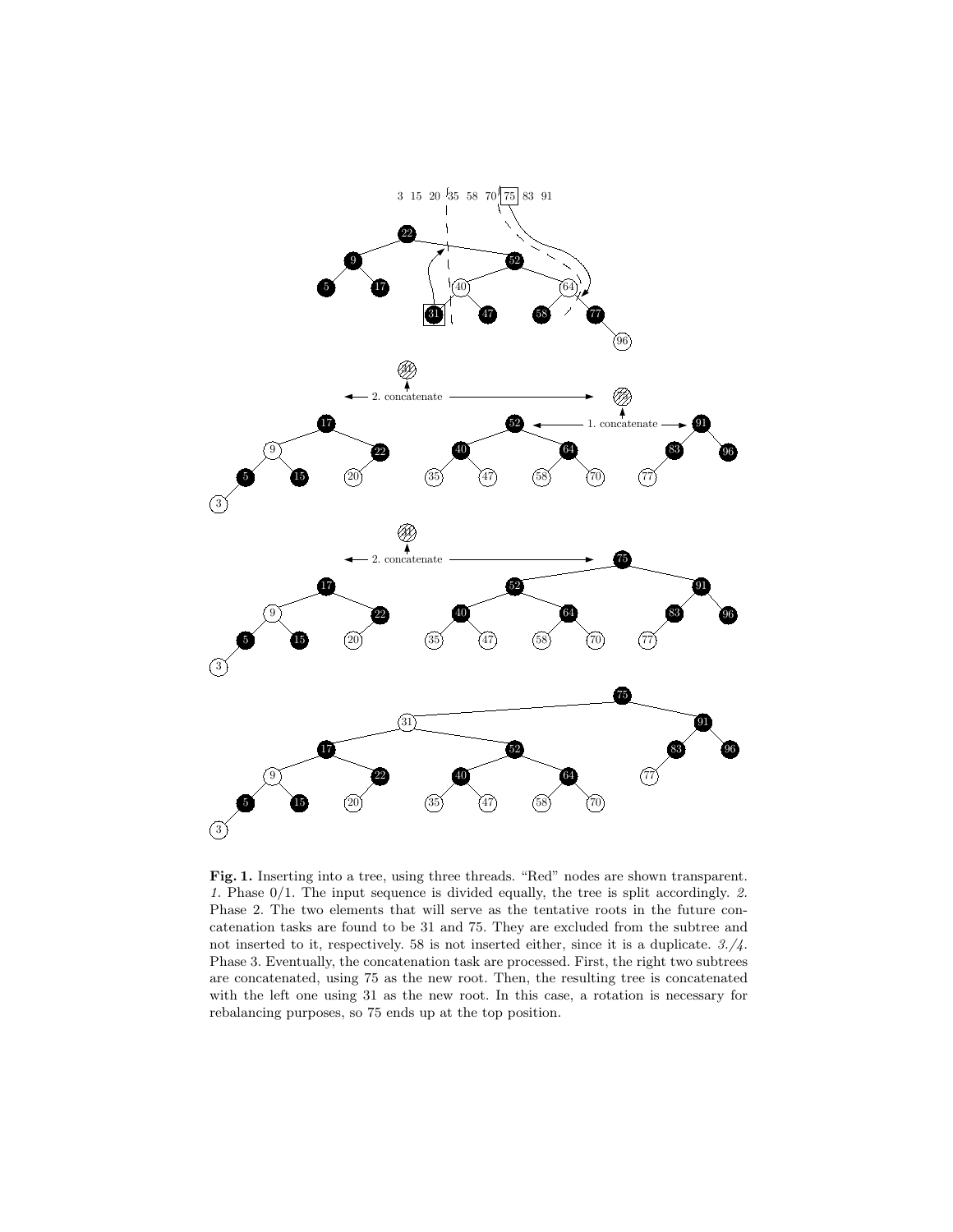**Fig. 1.** Inserting into a tree, using three threads. "Red" nodes are shown transparent. *1.* Phase 0/1. The input sequence is divided equally, the tree is split accordingly. *2.* Phase 2. The two elements that will serve as the tentative roots in the future concatenation tasks are found to be 31 and 75. They are excluded from the subtree and not inserted to it, respectively. 58 is not inserted either, since it is a duplicate. *3./4.* Phase 3. Eventually, the concatenation task are processed. First, the right two subtrees are concatenated, using 75 as the new root. Then, the resulting tree is concatenated with the left one using 31 as the new root. In this case, a rotation is necessary for rebalancing purposes, so 75 ends up at the top position.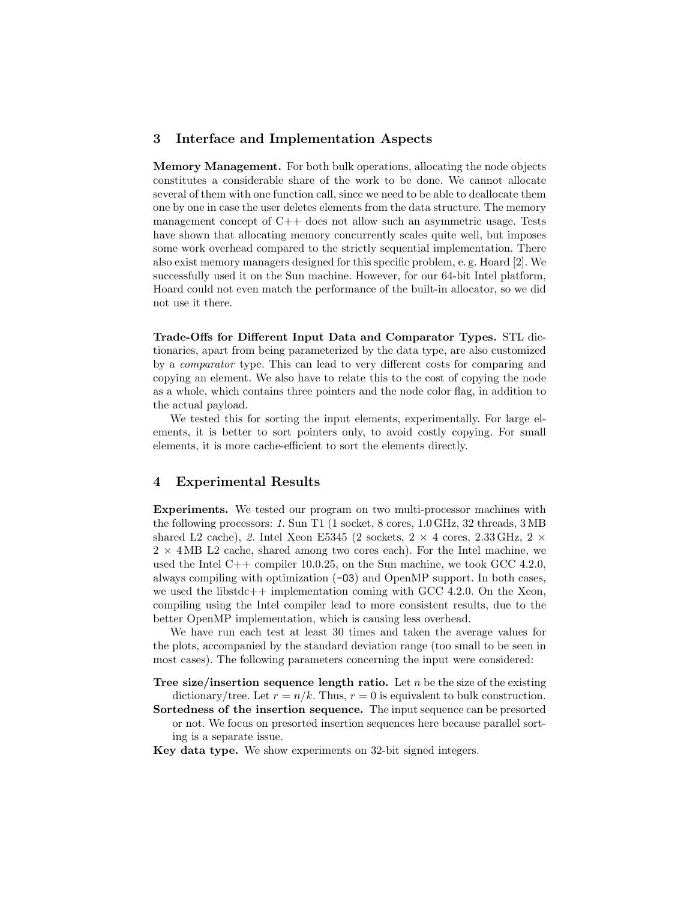## 3 Interface and Implementation Aspects

**Memory Management.** For both bulk operations, allocating the node objects constitutes a considerable share of the work to be done. We cannot allocate several of them with one function call, since we need to be able to deallocate them one by one in case the user deletes elements from the data structure. The memory management concept of C++ does not allow such an asymmetric usage. Tests have shown that allocating memory concurrently scales quite well, but imposes some work overhead compared to the strictly sequential implementation. There also exist memory managers designed for this specific problem, e. g. Hoard [2]. We successfully used it on the Sun machine. However, for our 64-bit Intel platform, Hoard could not even match the performance of the built-in allocator, so we did not use it there.

**Trade-Offs for Different Input Data and Comparator Types.** STL dictionaries, apart from being parameterized by the data type, are also customized by a *comparator* type. This can lead to very different costs for comparing and copying an element. We also have to relate this to the cost of copying the node as a whole, which contains three pointers and the node color flag, in addition to the actual payload.

We tested this for sorting the input elements, experimentally. For large elements, it is better to sort pointers only, to avoid costly copying. For small elements, it is more cache-efficient to sort the elements directly.

## 4 Experimental Results

**Experiments.** We tested our program on two multi-processor machines with the following processors: *1.* Sun T1 (1 socket, 8 cores, 1.0 GHz, 32 threads, 3 MB shared L2 cache), *2.* Intel Xeon E5345 (2 sockets, 2 × 4 cores, 2.33 GHz, 2 × 2 × 4 MB L2 cache, shared among two cores each). For the Intel machine, we used the Intel C++ compiler 10.0.25, on the Sun machine, we took GCC 4.2.0, always compiling with optimization (`-O3`) and OpenMP support. In both cases, we used the libstdc++ implementation coming with GCC 4.2.0. On the Xeon, compiling using the Intel compiler lead to more consistent results, due to the better OpenMP implementation, which is causing less overhead.

We have run each test at least 30 times and taken the average values for the plots, accompanied by the standard deviation range (too small to be seen in most cases). The following parameters concerning the input were considered:

**Tree size/insertion sequence length ratio.** Let $n$ be the size of the existing dictionary/tree. Let $r = n/k$. Thus, $r = 0$ is equivalent to bulk construction.

**Sortedness of the insertion sequence.** The input sequence can be presorted or not. We focus on presorted insertion sequences here because parallel sorting is a separate issue.

**Key data type.** We show experiments on 32-bit signed integers.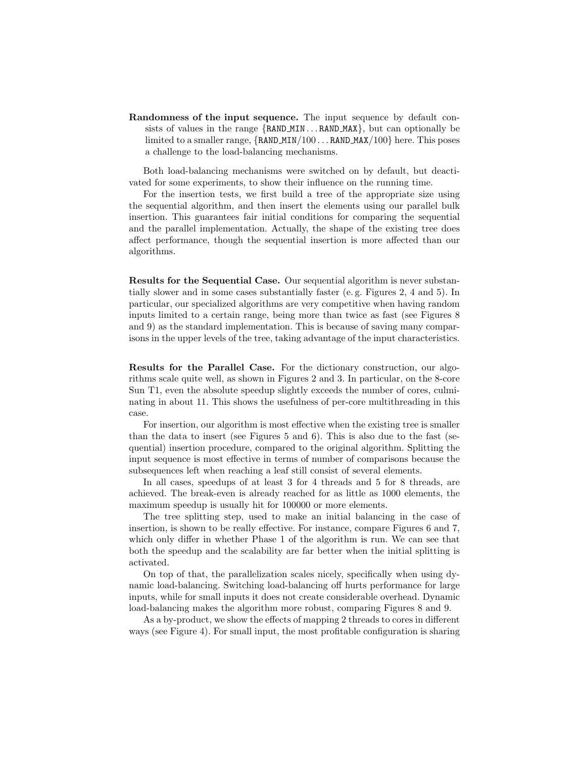**Randomness of the input sequence.** The input sequence by default consists of values in the range {RAND_MIN ... RAND_MAX}, but can optionally be limited to a smaller range, {RAND_MIN/100 ... RAND_MAX/100} here. This poses a challenge to the load-balancing mechanisms.

Both load-balancing mechanisms were switched on by default, but deactivated for some experiments, to show their influence on the running time.

For the insertion tests, we first build a tree of the appropriate size using the sequential algorithm, and then insert the elements using our parallel bulk insertion. This guarantees fair initial conditions for comparing the sequential and the parallel implementation. Actually, the shape of the existing tree does affect performance, though the sequential insertion is more affected than our algorithms.

**Results for the Sequential Case.** Our sequential algorithm is never substantially slower and in some cases substantially faster (e. g. Figures 2, 4 and 5). In particular, our specialized algorithms are very competitive when having random inputs limited to a certain range, being more than twice as fast (see Figures 8 and 9) as the standard implementation. This is because of saving many comparisons in the upper levels of the tree, taking advantage of the input characteristics.

**Results for the Parallel Case.** For the dictionary construction, our algorithms scale quite well, as shown in Figures 2 and 3. In particular, on the 8-core Sun T1, even the absolute speedup slightly exceeds the number of cores, culminating in about 11. This shows the usefulness of per-core multithreading in this case.

For insertion, our algorithm is most effective when the existing tree is smaller than the data to insert (see Figures 5 and 6). This is also due to the fast (sequential) insertion procedure, compared to the original algorithm. Splitting the input sequence is most effective in terms of number of comparisons because the subsequences left when reaching a leaf still consist of several elements.

In all cases, speedups of at least 3 for 4 threads and 5 for 8 threads, are achieved. The break-even is already reached for as little as 1000 elements, the maximum speedup is usually hit for 100000 or more elements.

The tree splitting step, used to make an initial balancing in the case of insertion, is shown to be really effective. For instance, compare Figures 6 and 7, which only differ in whether Phase 1 of the algorithm is run. We can see that both the speedup and the scalability are far better when the initial splitting is activated.

On top of that, the parallelization scales nicely, specifically when using dynamic load-balancing. Switching load-balancing off hurts performance for large inputs, while for small inputs it does not create considerable overhead. Dynamic load-balancing makes the algorithm more robust, comparing Figures 8 and 9.

As a by-product, we show the effects of mapping 2 threads to cores in different ways (see Figure 4). For small input, the most profitable configuration is sharing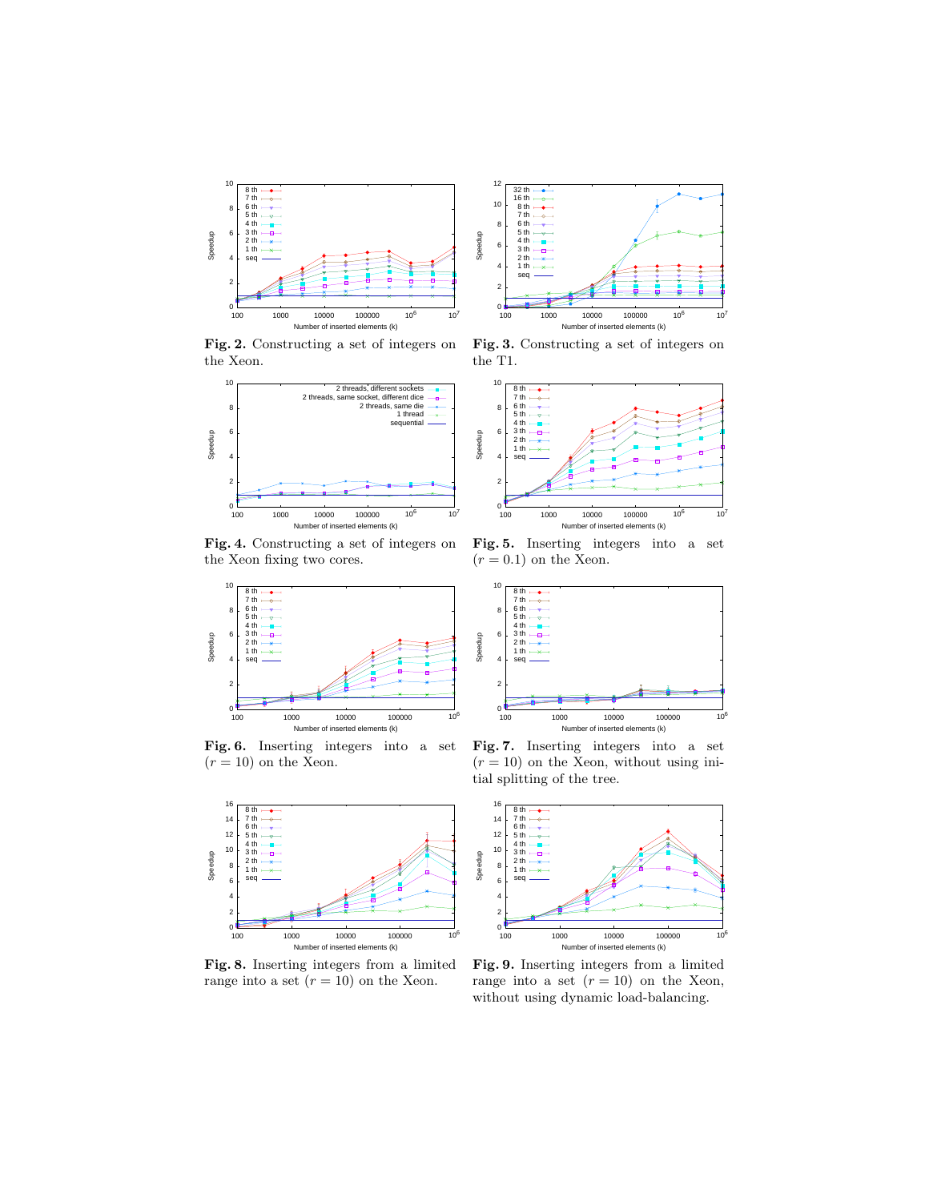**Fig. 2.** Constructing a set of integers on the Xeon.

**Fig. 3.** Constructing a set of integers on the T1.

**Fig. 4.** Constructing a set of integers on the Xeon fixing two cores.

**Fig. 5.** Inserting integers into a set ($r = 0.1$) on the Xeon.

**Fig. 6.** Inserting integers into a set ($r = 10$) on the Xeon.

**Fig. 7.** Inserting integers into a set ($r = 10$) on the Xeon, without using initial splitting of the tree.

**Fig. 8.** Inserting integers from a limited range into a set ($r = 10$) on the Xeon.

**Fig. 9.** Inserting integers from a limited range into a set ($r = 10$) on the Xeon, without using dynamic load-balancing.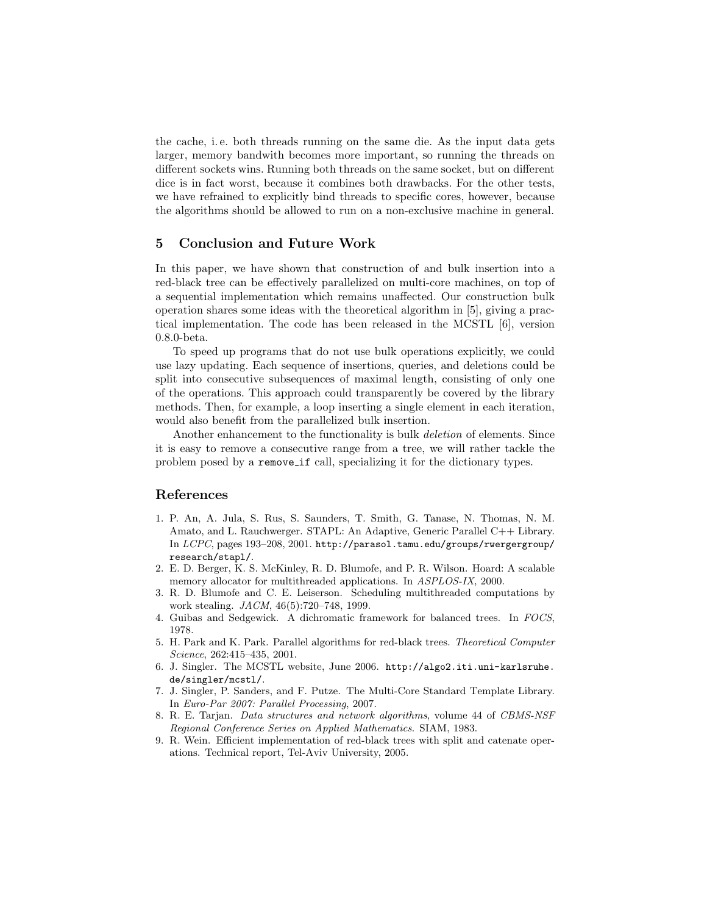the cache, i. e. both threads running on the same die. As the input data gets larger, memory bandwith becomes more important, so running the threads on different sockets wins. Running both threads on the same socket, but on different dice is in fact worst, because it combines both drawbacks. For the other tests, we have refrained to explicitly bind threads to specific cores, however, because the algorithms should be allowed to run on a non-exclusive machine in general.

## 5 Conclusion and Future Work

In this paper, we have shown that construction of and bulk insertion into a red-black tree can be effectively parallelized on multi-core machines, on top of a sequential implementation which remains unaffected. Our construction bulk operation shares some ideas with the theoretical algorithm in [5], giving a practical implementation. The code has been released in the MCSTL [6], version 0.8.0-beta.

To speed up programs that do not use bulk operations explicitly, we could use lazy updating. Each sequence of insertions, queries, and deletions could be split into consecutive subsequences of maximal length, consisting of only one of the operations. This approach could transparently be covered by the library methods. Then, for example, a loop inserting a single element in each iteration, would also benefit from the parallelized bulk insertion.

Another enhancement to the functionality is bulk *deletion* of elements. Since it is easy to remove a consecutive range from a tree, we will rather tackle the problem posed by a `remove_if` call, specializing it for the dictionary types.

## References

1. P. An, A. Jula, S. Rus, S. Saunders, T. Smith, G. Tanase, N. Thomas, N. M. Amato, and L. Rauchwerger. STAPL: An Adaptive, Generic Parallel C++ Library. In *LCPC*, pages 193–208, 2001. `http://parasol.tamu.edu/groups/rwergergroup/research/stapl/`.
2. E. D. Berger, K. S. McKinley, R. D. Blumofe, and P. R. Wilson. Hoard: A scalable memory allocator for multithreaded applications. In *ASPLOS-IX*, 2000.
3. R. D. Blumofe and C. E. Leiserson. Scheduling multithreaded computations by work stealing. *JACM*, 46(5):720–748, 1999.
4. Guibas and Sedgewick. A dichromatic framework for balanced trees. In *FOCS*, 1978.
5. H. Park and K. Park. Parallel algorithms for red-black trees. *Theoretical Computer Science*, 262:415–435, 2001.
6. J. Singler. The MCSTL website, June 2006. `http://algo2.iti.uni-karlsruhe.de/singler/mcstl/`.
7. J. Singler, P. Sanders, and F. Putze. The Multi-Core Standard Template Library. In *Euro-Par 2007: Parallel Processing*, 2007.
8. R. E. Tarjan. *Data structures and network algorithms*, volume 44 of *CBMS-NSF Regional Conference Series on Applied Mathematics*. SIAM, 1983.
9. R. Wein. Efficient implementation of red-black trees with split and catenate operations. Technical report, Tel-Aviv University, 2005.